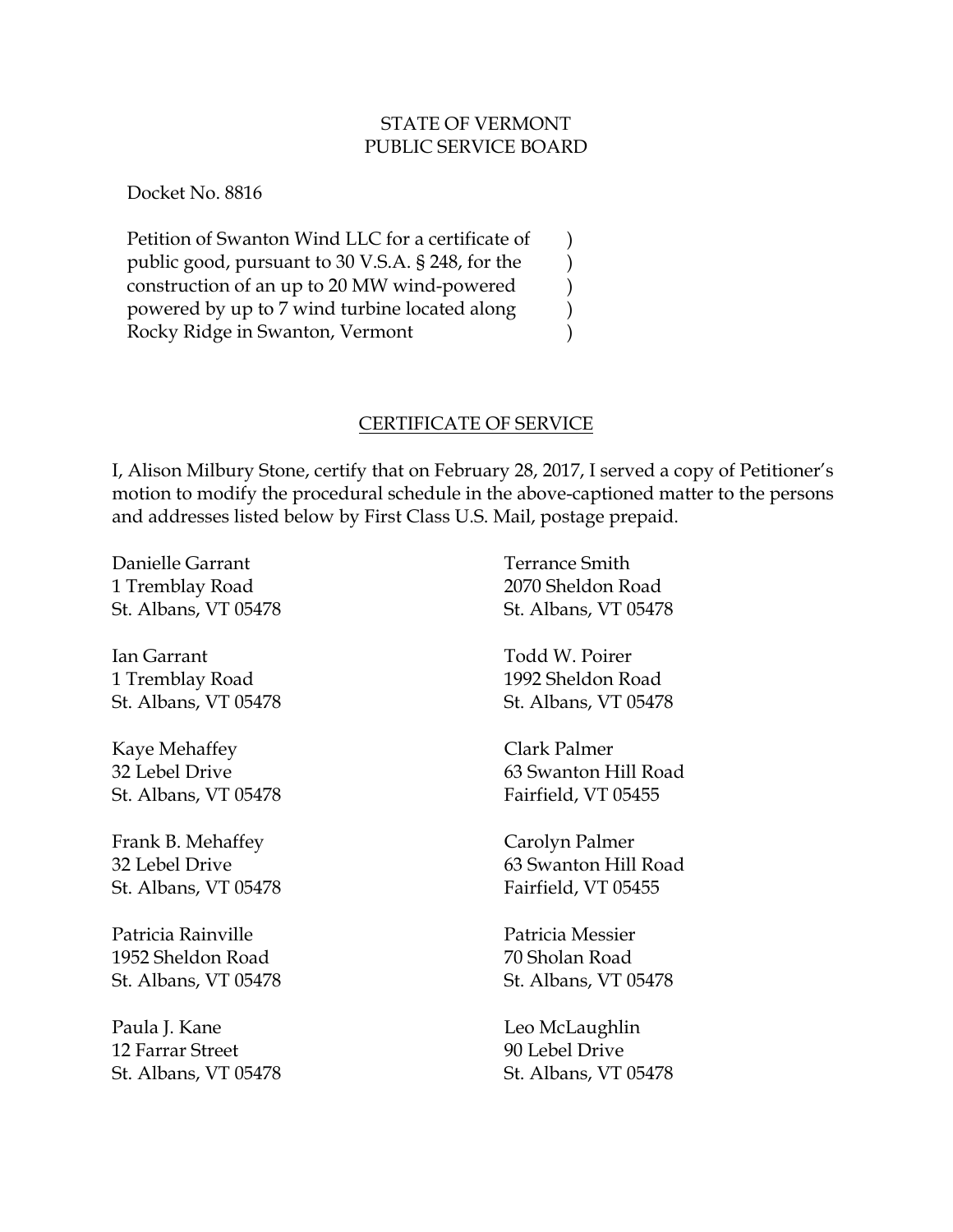STATE OF VERMONT
PUBLIC SERVICE BOARD

Docket No. 8816

Petition of Swanton Wind LLC for a certificate of public good, pursuant to 30 V.S.A. § 248, for the construction of an up to 20 MW wind-powered powered by up to 7 wind turbine located along Rocky Ridge in Swanton, Vermont )

## CERTIFICATE OF SERVICE

I, Alison Milbury Stone, certify that on February 28, 2017, I served a copy of Petitioner's motion to modify the procedural schedule in the above-captioned matter to the persons and addresses listed below by First Class U.S. Mail, postage prepaid.

Danielle Garrant
1 Tremblay Road
St. Albans, VT 05478

Ian Garrant
1 Tremblay Road
St. Albans, VT 05478

Kaye Mehaffey
32 Lebel Drive
St. Albans, VT 05478

Frank B. Mehaffey
32 Lebel Drive
St. Albans, VT 05478

Patricia Rainville
1952 Sheldon Road
St. Albans, VT 05478

Paula J. Kane
12 Farrar Street
St. Albans, VT 05478

Terrance Smith
2070 Sheldon Road
St. Albans, VT 05478

Todd W. Poirer
1992 Sheldon Road
St. Albans, VT 05478

Clark Palmer
63 Swanton Hill Road
Fairfield, VT 05455

Carolyn Palmer
63 Swanton Hill Road
Fairfield, VT 05455

Patricia Messier
70 Sholan Road
St. Albans, VT 05478

Leo McLaughlin
90 Lebel Drive
St. Albans, VT 05478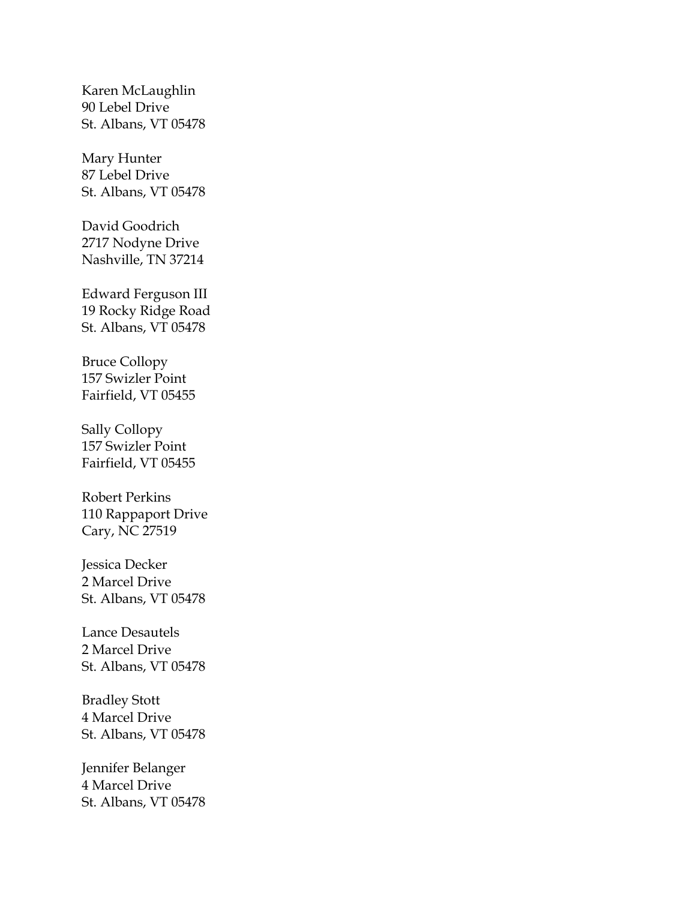Karen McLaughlin
90 Lebel Drive
St. Albans, VT 05478

Mary Hunter
87 Lebel Drive
St. Albans, VT 05478

David Goodrich
2717 Nodyne Drive
Nashville, TN 37214

Edward Ferguson III
19 Rocky Ridge Road
St. Albans, VT 05478

Bruce Collopy
157 Swizler Point
Fairfield, VT 05455

Sally Collopy
157 Swizler Point
Fairfield, VT 05455

Robert Perkins
110 Rappaport Drive
Cary, NC 27519

Jessica Decker
2 Marcel Drive
St. Albans, VT 05478

Lance Desautels
2 Marcel Drive
St. Albans, VT 05478

Bradley Stott
4 Marcel Drive
St. Albans, VT 05478

Jennifer Belanger
4 Marcel Drive
St. Albans, VT 05478